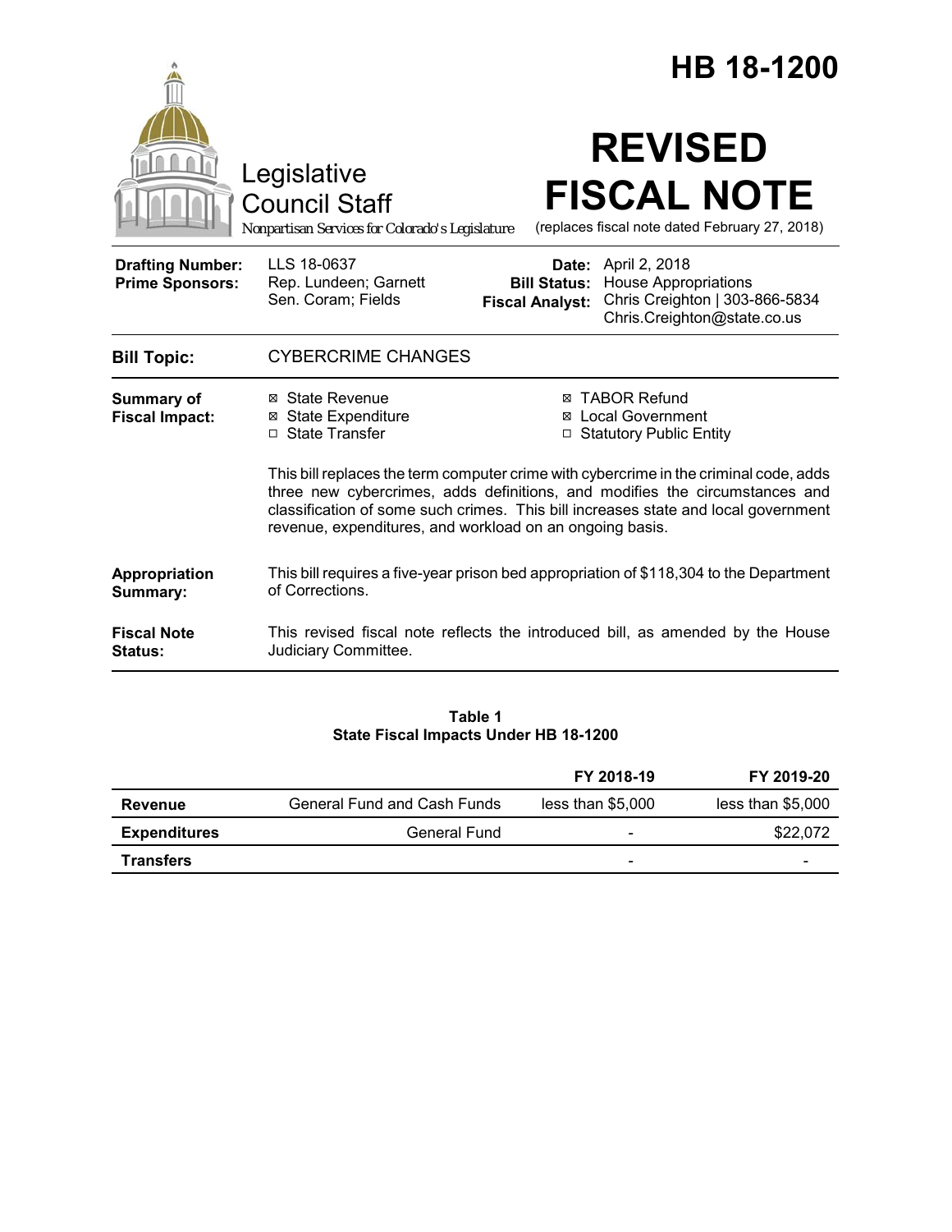# HB 18-1200

Legislative Council Staff

*Nonpartisan Services for Colorado's Legislature*

# REVISED FISCAL NOTE

(replaces fiscal note dated February 27, 2018)

| | | | |
|---|---|---|---|
| **Drafting Number:** | LLS 18-0637 | **Date:** | April 2, 2018 |
| **Prime Sponsors:** | Rep. Lundeen; Garnett<br>Sen. Coram; Fields | **Bill Status:** | House Appropriations |
| | | **Fiscal Analyst:** | Chris Creighton \| 303-866-5834<br>Chris.Creighton@state.co.us |

**Bill Topic:** CYBERCRIME CHANGES

**Summary of Fiscal Impact:**

- ☒ State Revenue
- ☒ State Expenditure
- ☐ State Transfer
- ☒ TABOR Refund
- ☒ Local Government
- ☐ Statutory Public Entity

This bill replaces the term computer crime with cybercrime in the criminal code, adds three new cybercrimes, adds definitions, and modifies the circumstances and classification of some such crimes. This bill increases state and local government revenue, expenditures, and workload on an ongoing basis.

**Appropriation Summary:** This bill requires a five-year prison bed appropriation of $118,304 to the Department of Corrections.

**Fiscal Note Status:** This revised fiscal note reflects the introduced bill, as amended by the House Judiciary Committee.

**Table 1**
**State Fiscal Impacts Under HB 18-1200**

| | | FY 2018-19 | FY 2019-20 |
|---|---|---|---|
| **Revenue** | General Fund and Cash Funds | less than $5,000 | less than $5,000 |
| **Expenditures** | General Fund | - | $22,072 |
| **Transfers** | | - | - |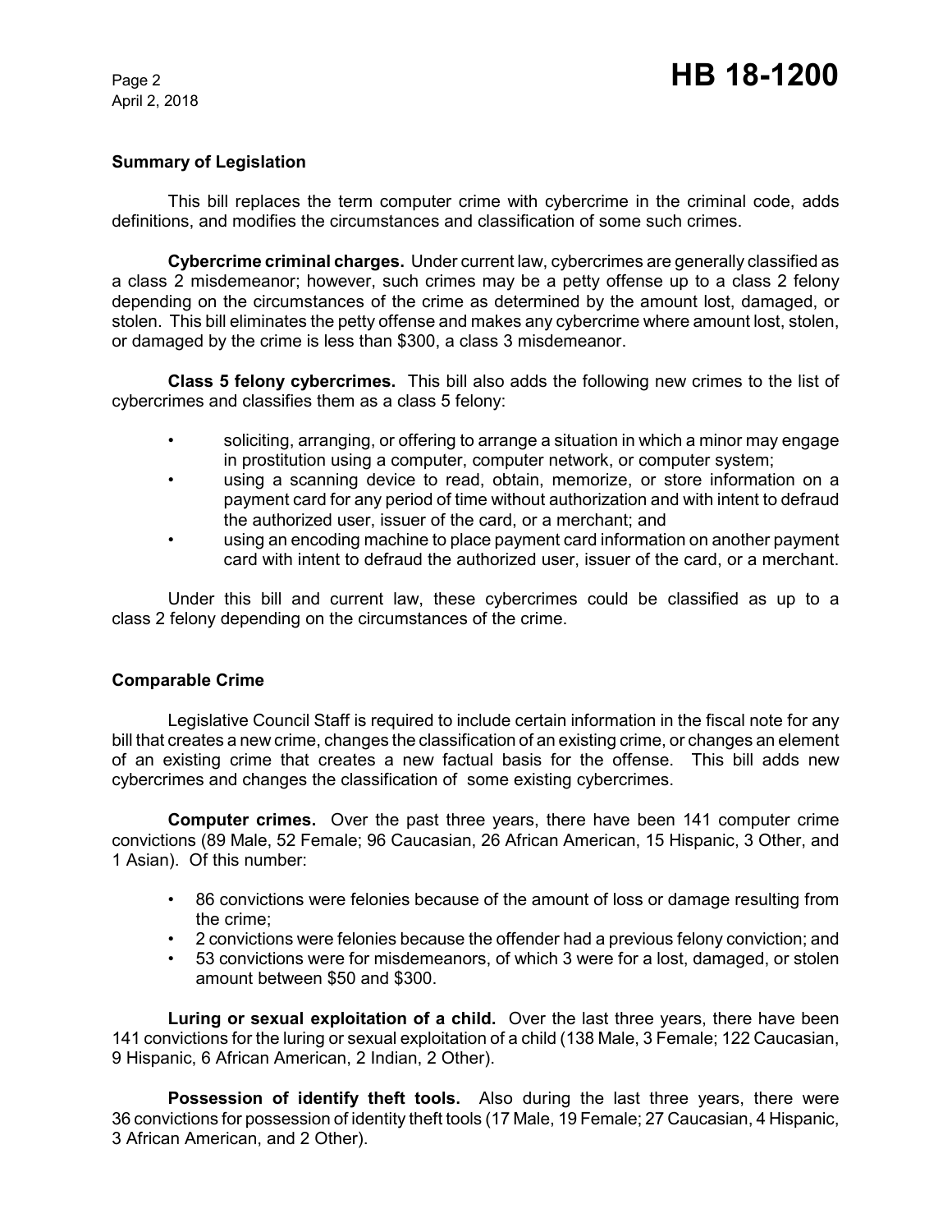### Summary of Legislation

This bill replaces the term computer crime with cybercrime in the criminal code, adds definitions, and modifies the circumstances and classification of some such crimes.

**Cybercrime criminal charges.** Under current law, cybercrimes are generally classified as a class 2 misdemeanor; however, such crimes may be a petty offense up to a class 2 felony depending on the circumstances of the crime as determined by the amount lost, damaged, or stolen. This bill eliminates the petty offense and makes any cybercrime where amount lost, stolen, or damaged by the crime is less than $300, a class 3 misdemeanor.

**Class 5 felony cybercrimes.** This bill also adds the following new crimes to the list of cybercrimes and classifies them as a class 5 felony:

- soliciting, arranging, or offering to arrange a situation in which a minor may engage in prostitution using a computer, computer network, or computer system;
- using a scanning device to read, obtain, memorize, or store information on a payment card for any period of time without authorization and with intent to defraud the authorized user, issuer of the card, or a merchant; and
- using an encoding machine to place payment card information on another payment card with intent to defraud the authorized user, issuer of the card, or a merchant.

Under this bill and current law, these cybercrimes could be classified as up to a class 2 felony depending on the circumstances of the crime.

### Comparable Crime

Legislative Council Staff is required to include certain information in the fiscal note for any bill that creates a new crime, changes the classification of an existing crime, or changes an element of an existing crime that creates a new factual basis for the offense. This bill adds new cybercrimes and changes the classification of some existing cybercrimes.

**Computer crimes.** Over the past three years, there have been 141 computer crime convictions (89 Male, 52 Female; 96 Caucasian, 26 African American, 15 Hispanic, 3 Other, and 1 Asian). Of this number:

- 86 convictions were felonies because of the amount of loss or damage resulting from the crime;
- 2 convictions were felonies because the offender had a previous felony conviction; and
- 53 convictions were for misdemeanors, of which 3 were for a lost, damaged, or stolen amount between $50 and $300.

**Luring or sexual exploitation of a child.** Over the last three years, there have been 141 convictions for the luring or sexual exploitation of a child (138 Male, 3 Female; 122 Caucasian, 9 Hispanic, 6 African American, 2 Indian, 2 Other).

**Possession of identify theft tools.** Also during the last three years, there were 36 convictions for possession of identity theft tools (17 Male, 19 Female; 27 Caucasian, 4 Hispanic, 3 African American, and 2 Other).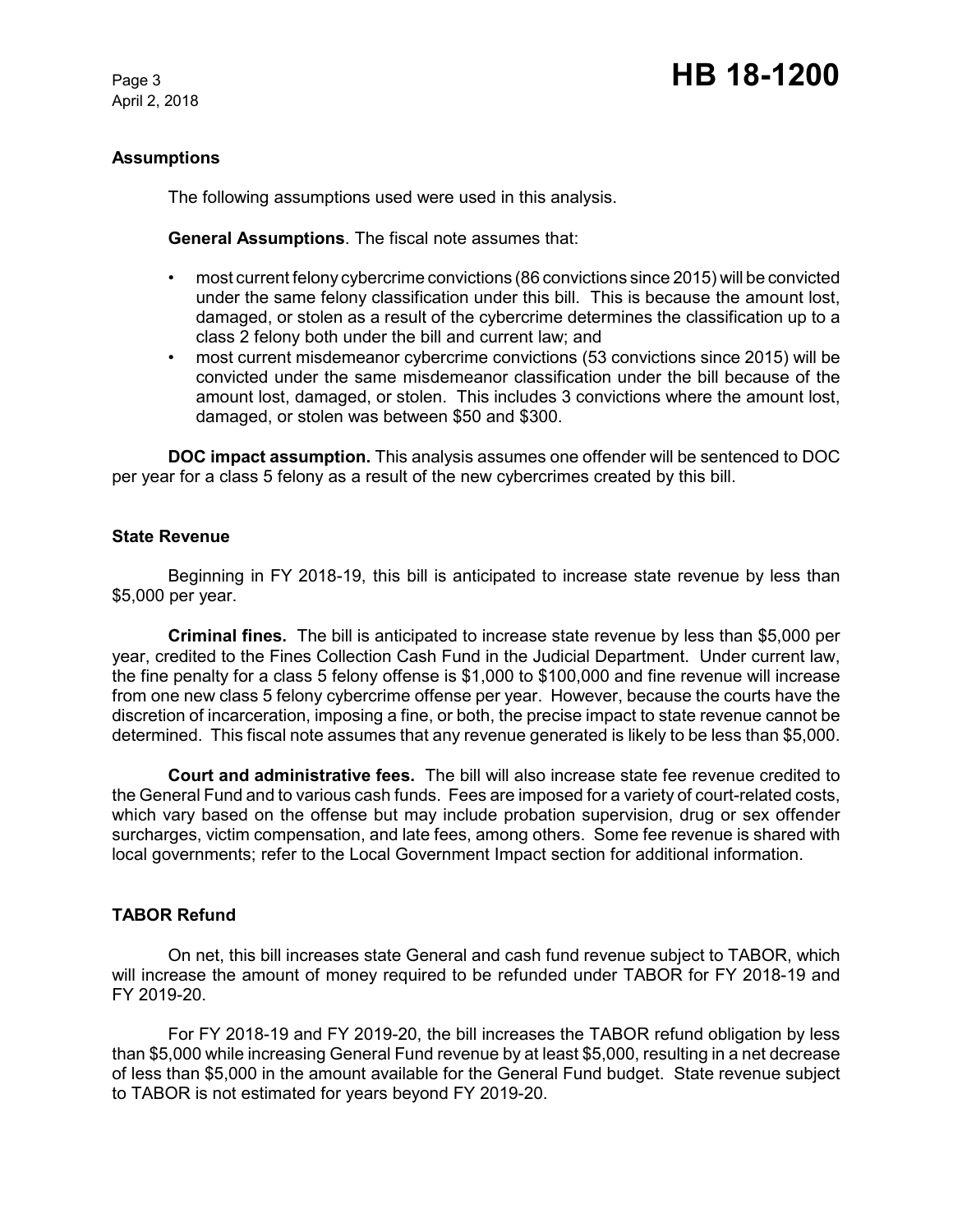## Assumptions

The following assumptions used were used in this analysis.

**General Assumptions**. The fiscal note assumes that:

- most current felony cybercrime convictions (86 convictions since 2015) will be convicted under the same felony classification under this bill. This is because the amount lost, damaged, or stolen as a result of the cybercrime determines the classification up to a class 2 felony both under the bill and current law; and
- most current misdemeanor cybercrime convictions (53 convictions since 2015) will be convicted under the same misdemeanor classification under the bill because of the amount lost, damaged, or stolen. This includes 3 convictions where the amount lost, damaged, or stolen was between $50 and $300.

**DOC impact assumption.** This analysis assumes one offender will be sentenced to DOC per year for a class 5 felony as a result of the new cybercrimes created by this bill.

## State Revenue

Beginning in FY 2018-19, this bill is anticipated to increase state revenue by less than $5,000 per year.

**Criminal fines.** The bill is anticipated to increase state revenue by less than $5,000 per year, credited to the Fines Collection Cash Fund in the Judicial Department. Under current law, the fine penalty for a class 5 felony offense is $1,000 to $100,000 and fine revenue will increase from one new class 5 felony cybercrime offense per year. However, because the courts have the discretion of incarceration, imposing a fine, or both, the precise impact to state revenue cannot be determined. This fiscal note assumes that any revenue generated is likely to be less than $5,000.

**Court and administrative fees.** The bill will also increase state fee revenue credited to the General Fund and to various cash funds. Fees are imposed for a variety of court-related costs, which vary based on the offense but may include probation supervision, drug or sex offender surcharges, victim compensation, and late fees, among others. Some fee revenue is shared with local governments; refer to the Local Government Impact section for additional information.

## TABOR Refund

On net, this bill increases state General and cash fund revenue subject to TABOR, which will increase the amount of money required to be refunded under TABOR for FY 2018-19 and FY 2019-20.

For FY 2018-19 and FY 2019-20, the bill increases the TABOR refund obligation by less than $5,000 while increasing General Fund revenue by at least $5,000, resulting in a net decrease of less than $5,000 in the amount available for the General Fund budget. State revenue subject to TABOR is not estimated for years beyond FY 2019-20.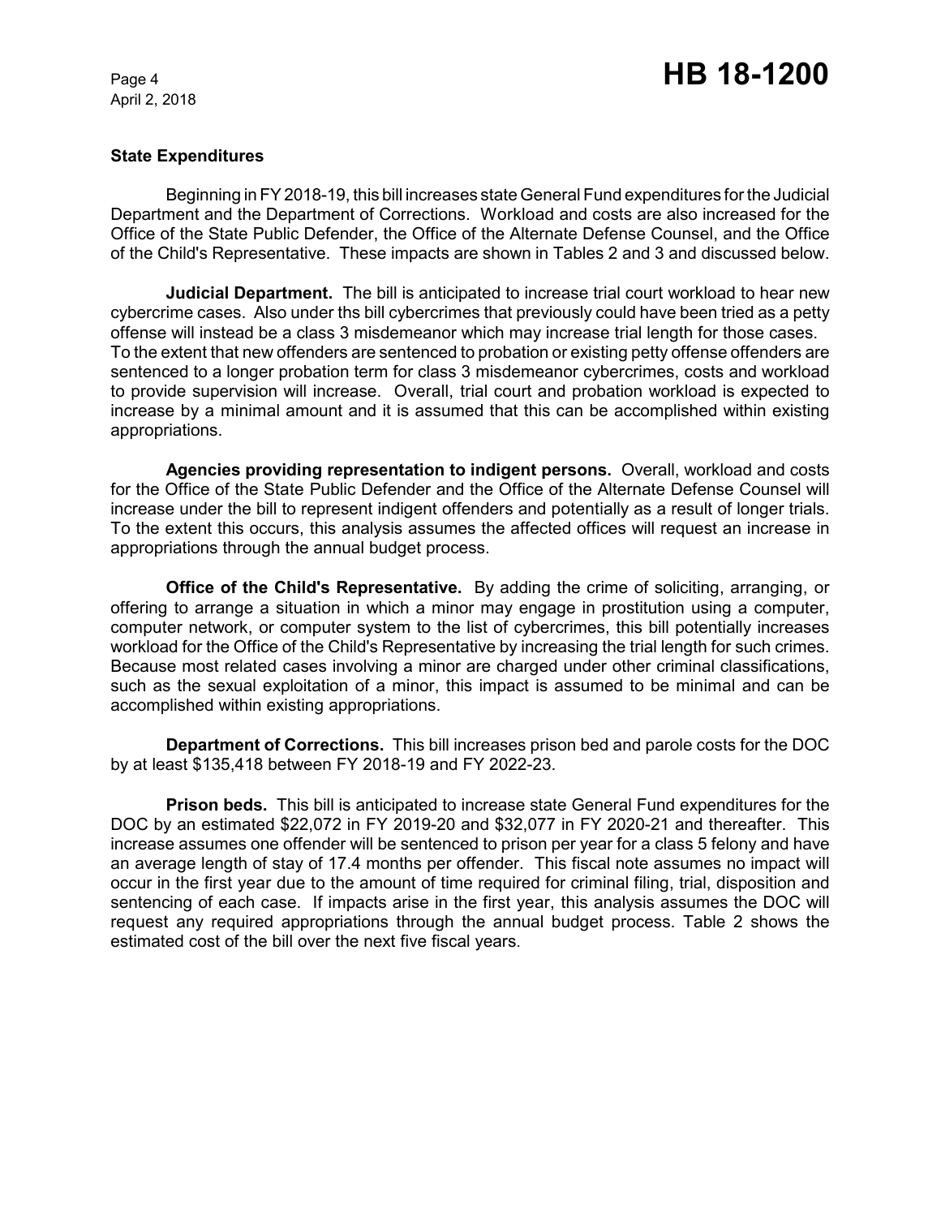### State Expenditures

Beginning in FY 2018-19, this bill increases state General Fund expenditures for the Judicial Department and the Department of Corrections. Workload and costs are also increased for the Office of the State Public Defender, the Office of the Alternate Defense Counsel, and the Office of the Child's Representative. These impacts are shown in Tables 2 and 3 and discussed below.

**Judicial Department.** The bill is anticipated to increase trial court workload to hear new cybercrime cases. Also under ths bill cybercrimes that previously could have been tried as a petty offense will instead be a class 3 misdemeanor which may increase trial length for those cases. To the extent that new offenders are sentenced to probation or existing petty offense offenders are sentenced to a longer probation term for class 3 misdemeanor cybercrimes, costs and workload to provide supervision will increase. Overall, trial court and probation workload is expected to increase by a minimal amount and it is assumed that this can be accomplished within existing appropriations.

**Agencies providing representation to indigent persons.** Overall, workload and costs for the Office of the State Public Defender and the Office of the Alternate Defense Counsel will increase under the bill to represent indigent offenders and potentially as a result of longer trials. To the extent this occurs, this analysis assumes the affected offices will request an increase in appropriations through the annual budget process.

**Office of the Child's Representative.** By adding the crime of soliciting, arranging, or offering to arrange a situation in which a minor may engage in prostitution using a computer, computer network, or computer system to the list of cybercrimes, this bill potentially increases workload for the Office of the Child's Representative by increasing the trial length for such crimes. Because most related cases involving a minor are charged under other criminal classifications, such as the sexual exploitation of a minor, this impact is assumed to be minimal and can be accomplished within existing appropriations.

**Department of Corrections.** This bill increases prison bed and parole costs for the DOC by at least $135,418 between FY 2018-19 and FY 2022-23.

**Prison beds.** This bill is anticipated to increase state General Fund expenditures for the DOC by an estimated $22,072 in FY 2019-20 and $32,077 in FY 2020-21 and thereafter. This increase assumes one offender will be sentenced to prison per year for a class 5 felony and have an average length of stay of 17.4 months per offender. This fiscal note assumes no impact will occur in the first year due to the amount of time required for criminal filing, trial, disposition and sentencing of each case. If impacts arise in the first year, this analysis assumes the DOC will request any required appropriations through the annual budget process. Table 2 shows the estimated cost of the bill over the next five fiscal years.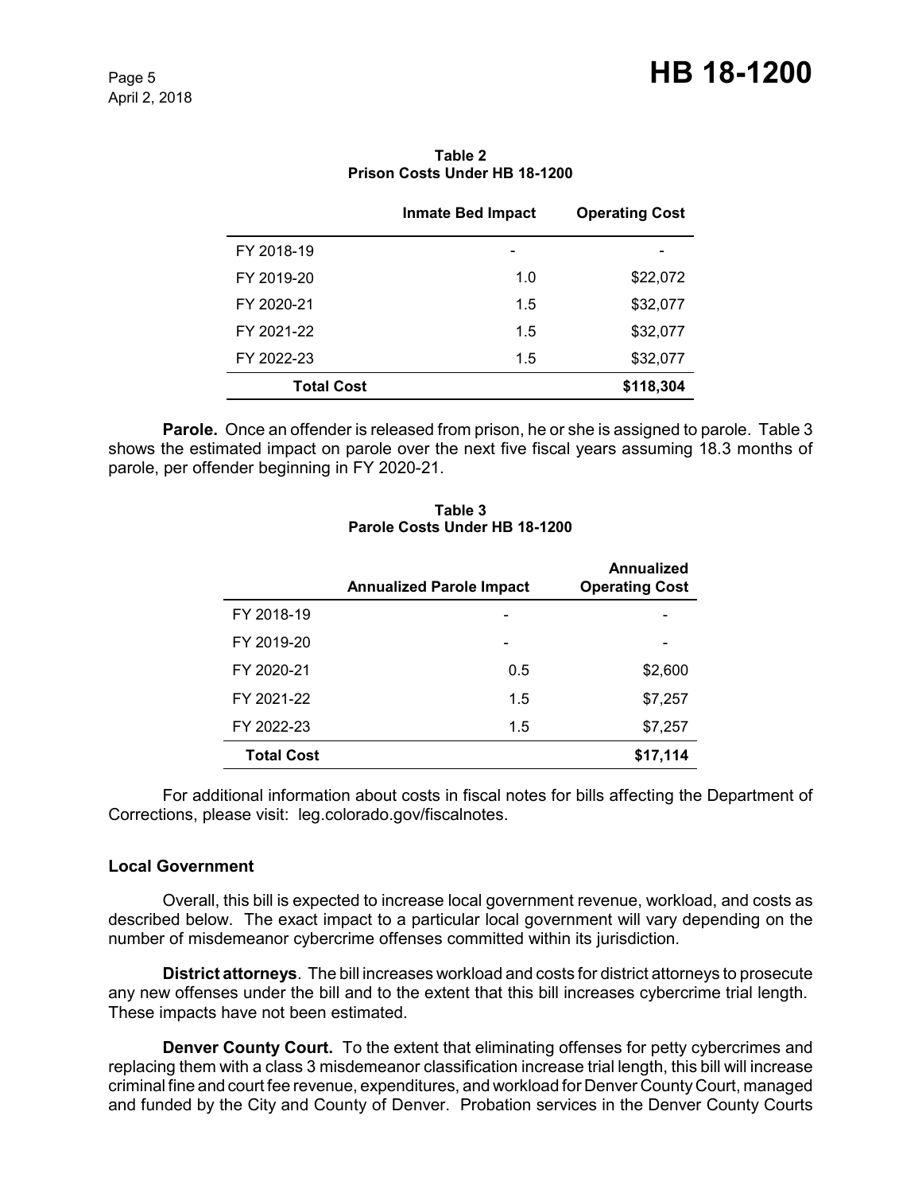**Table 2**
**Prison Costs Under HB 18-1200**

| | Inmate Bed Impact | Operating Cost |
|---|---|---|
| FY 2018-19 | - | - |
| FY 2019-20 | 1.0 | $22,072 |
| FY 2020-21 | 1.5 | $32,077 |
| FY 2021-22 | 1.5 | $32,077 |
| FY 2022-23 | 1.5 | $32,077 |
| **Total Cost** | | **$118,304** |

**Parole.** Once an offender is released from prison, he or she is assigned to parole. Table 3 shows the estimated impact on parole over the next five fiscal years assuming 18.3 months of parole, per offender beginning in FY 2020-21.

**Table 3**
**Parole Costs Under HB 18-1200**

| | Annualized Parole Impact | Annualized Operating Cost |
|---|---|---|
| FY 2018-19 | - | - |
| FY 2019-20 | - | - |
| FY 2020-21 | 0.5 | $2,600 |
| FY 2021-22 | 1.5 | $7,257 |
| FY 2022-23 | 1.5 | $7,257 |
| **Total Cost** | | **$17,114** |

For additional information about costs in fiscal notes for bills affecting the Department of Corrections, please visit: leg.colorado.gov/fiscalnotes.

### Local Government

Overall, this bill is expected to increase local government revenue, workload, and costs as described below. The exact impact to a particular local government will vary depending on the number of misdemeanor cybercrime offenses committed within its jurisdiction.

**District attorneys**. The bill increases workload and costs for district attorneys to prosecute any new offenses under the bill and to the extent that this bill increases cybercrime trial length. These impacts have not been estimated.

**Denver County Court.** To the extent that eliminating offenses for petty cybercrimes and replacing them with a class 3 misdemeanor classification increase trial length, this bill will increase criminal fine and court fee revenue, expenditures, and workload for Denver County Court, managed and funded by the City and County of Denver. Probation services in the Denver County Courts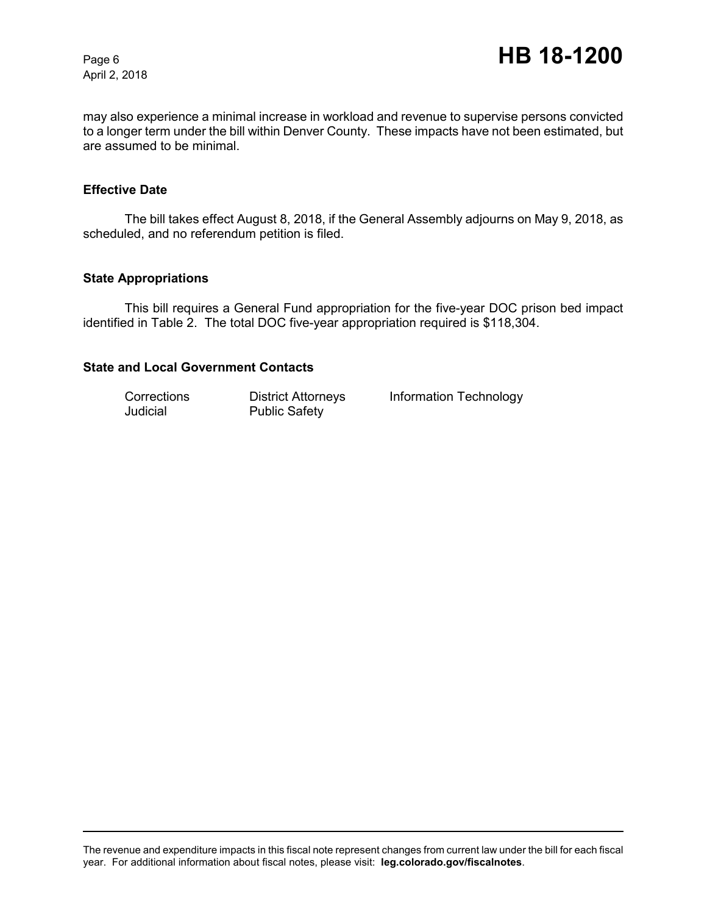may also experience a minimal increase in workload and revenue to supervise persons convicted to a longer term under the bill within Denver County. These impacts have not been estimated, but are assumed to be minimal.

### Effective Date

The bill takes effect August 8, 2018, if the General Assembly adjourns on May 9, 2018, as scheduled, and no referendum petition is filed.

### State Appropriations

This bill requires a General Fund appropriation for the five-year DOC prison bed impact identified in Table 2. The total DOC five-year appropriation required is $118,304.

### State and Local Government Contacts

| | | |
|---|---|---|
| Corrections | District Attorneys | Information Technology |
| Judicial | Public Safety | |

The revenue and expenditure impacts in this fiscal note represent changes from current law under the bill for each fiscal year. For additional information about fiscal notes, please visit: **leg.colorado.gov/fiscalnotes**.